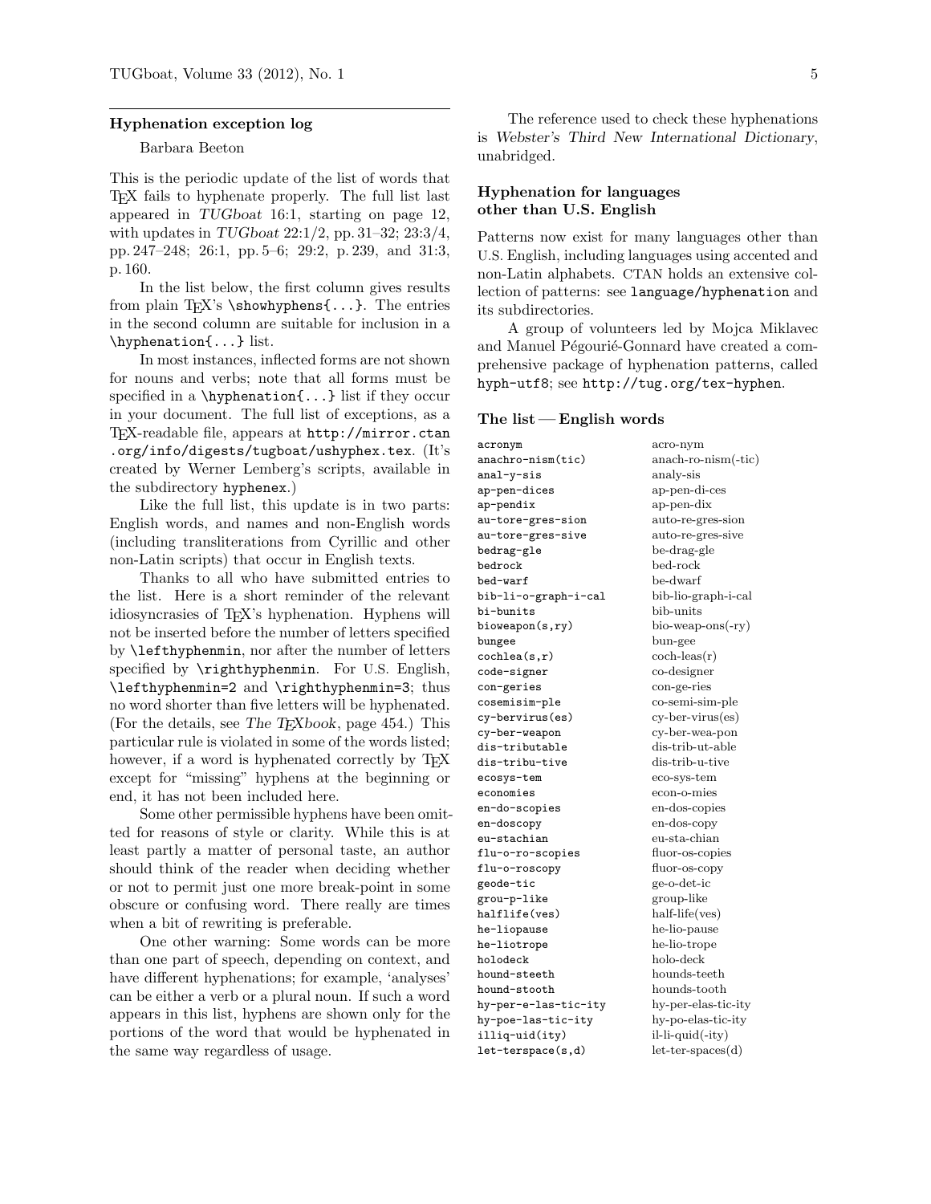## Hyphenation exception log

Barbara Beeton

This is the periodic update of the list of words that TeX fails to hyphenate properly. The full list last appeared in *TUGboat* 16:1, starting on page 12, with updates in *TUGboat* 22:1/2, pp. 31–32; 23:3/4, pp. 247–248; 26:1, pp. 5–6; 29:2, p. 239, and 31:3, p. 160.

In the list below, the first column gives results from plain TeX's `\showhyphens{...}`. The entries in the second column are suitable for inclusion in a `\hyphenation{...}` list.

In most instances, inflected forms are not shown for nouns and verbs; note that all forms must be specified in a `\hyphenation{...}` list if they occur in your document. The full list of exceptions, as a TeX-readable file, appears at `http://mirror.ctan.org/info/digests/tugboat/ushyphex.tex`. (It's created by Werner Lemberg's scripts, available in the subdirectory `hyphenex`.)

Like the full list, this update is in two parts: English words, and names and non-English words (including transliterations from Cyrillic and other non-Latin scripts) that occur in English texts.

Thanks to all who have submitted entries to the list. Here is a short reminder of the relevant idiosyncrasies of TeX's hyphenation. Hyphens will not be inserted before the number of letters specified by `\lefthyphenmin`, nor after the number of letters specified by `\righthyphenmin`. For U.S. English, `\lefthyphenmin=2` and `\righthyphenmin=3`; thus no word shorter than five letters will be hyphenated. (For the details, see *The TeXbook*, page 454.) This particular rule is violated in some of the words listed; however, if a word is hyphenated correctly by TeX except for "missing" hyphens at the beginning or end, it has not been included here.

Some other permissible hyphens have been omitted for reasons of style or clarity. While this is at least partly a matter of personal taste, an author should think of the reader when deciding whether or not to permit just one more break-point in some obscure or confusing word. There really are times when a bit of rewriting is preferable.

One other warning: Some words can be more than one part of speech, depending on context, and have different hyphenations; for example, 'analyses' can be either a verb or a plural noun. If such a word appears in this list, hyphens are shown only for the portions of the word that would be hyphenated in the same way regardless of usage.

The reference used to check these hyphenations is *Webster's Third New International Dictionary*, unabridged.

### Hyphenation for languages other than U.S. English

Patterns now exist for many languages other than U.S. English, including languages using accented and non-Latin alphabets. CTAN holds an extensive collection of patterns: see `language/hyphenation` and its subdirectories.

A group of volunteers led by Mojca Miklavec and Manuel Pégourié-Gonnard have created a comprehensive package of hyphenation patterns, called `hyph-utf8`; see `http://tug.org/tex-hyphen`.

### The list — English words

| | |
|---|---|
| `acronym` | acro-nym |
| `anachro-nism(tic)` | anach-ro-nism(-tic) |
| `anal-y-sis` | analy-sis |
| `ap-pen-dices` | ap-pen-di-ces |
| `ap-pendix` | ap-pen-dix |
| `au-tore-gres-sion` | auto-re-gres-sion |
| `au-tore-gres-sive` | auto-re-gres-sive |
| `bedrag-gle` | be-drag-gle |
| `bedrock` | bed-rock |
| `bed-warf` | be-dwarf |
| `bib-li-o-graph-i-cal` | bib-lio-graph-i-cal |
| `bi-bunits` | bib-units |
| `bioweapon(s,ry)` | bio-weap-ons(-ry) |
| `bungee` | bun-gee |
| `cochlea(s,r)` | coch-leas(r) |
| `code-signer` | co-designer |
| `con-geries` | con-ge-ries |
| `cosemisim-ple` | co-semi-sim-ple |
| `cy-bervirus(es)` | cy-ber-virus(es) |
| `cy-ber-weapon` | cy-ber-wea-pon |
| `dis-tributable` | dis-trib-ut-able |
| `dis-tribu-tive` | dis-trib-u-tive |
| `ecosys-tem` | eco-sys-tem |
| `economies` | econ-o-mies |
| `en-do-scopies` | en-dos-copies |
| `en-doscopy` | en-dos-copy |
| `eu-stachian` | eu-sta-chian |
| `flu-o-ro-scopies` | fluor-os-copies |
| `flu-o-roscopy` | fluor-os-copy |
| `geode-tic` | ge-o-det-ic |
| `grou-p-like` | group-like |
| `halflife(ves)` | half-life(ves) |
| `he-liopause` | he-lio-pause |
| `he-liotrope` | he-lio-trope |
| `holodeck` | holo-deck |
| `hound-steeth` | hounds-teeth |
| `hound-stooth` | hounds-tooth |
| `hy-per-e-las-tic-ity` | hy-per-elas-tic-ity |
| `hy-poe-las-tic-ity` | hy-po-elas-tic-ity |
| `illiq-uid(ity)` | il-li-quid(-ity) |
| `let-terspace(s,d)` | let-ter-spaces(d) |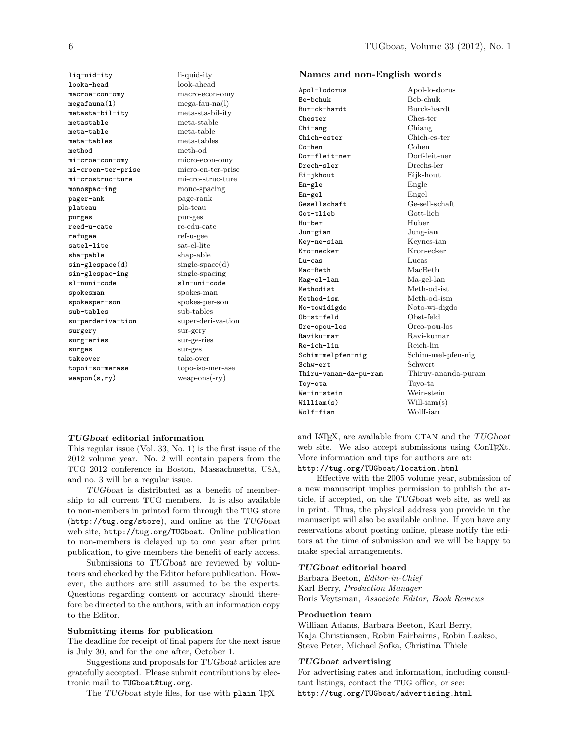| | |
|---|---|
| `liq-uid-ity` | li-quid-ity |
| `looka-head` | look-ahead |
| `macroe-con-omy` | macro-econ-omy |
| `megafauna(l)` | mega-fau-na(l) |
| `metasta-bil-ity` | meta-sta-bil-ity |
| `metastable` | meta-stable |
| `meta-table` | meta-table |
| `meta-tables` | meta-tables |
| `method` | meth-od |
| `mi-croe-con-omy` | micro-econ-omy |
| `mi-croen-ter-prise` | micro-en-ter-prise |
| `mi-crostruc-ture` | mi-cro-struc-ture |
| `monospac-ing` | mono-spacing |
| `pager-ank` | page-rank |
| `plateau` | pla-teau |
| `purges` | pur-ges |
| `reed-u-cate` | re-edu-cate |
| `refugee` | ref-u-gee |
| `satel-lite` | sat-el-lite |
| `sha-pable` | shap-able |
| `sin-glespace(d)` | single-space(d) |
| `sin-glespac-ing` | single-spacing |
| `sl-nuni-code` | `sln-uni-code` |
| `spokesman` | spokes-man |
| `spokesper-son` | spokes-per-son |
| `sub-tables` | sub-tables |
| `su-perderiva-tion` | super-deri-va-tion |
| `surgery` | sur-gery |
| `surg-eries` | sur-ge-ries |
| `surges` | sur-ges |
| `takeover` | take-over |
| `topoi-so-merase` | topo-iso-mer-ase |
| `weapon(s,ry)` | weap-ons(-ry) |

### Names and non-English words

| | |
|---|---|
| `Apol-lodorus` | Apol-lo-dorus |
| `Be-bchuk` | Beb-chuk |
| `Bur-ck-hardt` | Burck-hardt |
| `Chester` | Ches-ter |
| `Chi-ang` | Chiang |
| `Chich-ester` | Chich-es-ter |
| `Co-hen` | Cohen |
| `Dor-fleit-ner` | Dorf-leit-ner |
| `Drech-sler` | Drechs-ler |
| `Ei-jkhout` | Eijk-hout |
| `En-gle` | Engle |
| `En-gel` | Engel |
| `Gesellschaft` | Ge-sell-schaft |
| `Got-tlieb` | Gott-lieb |
| `Hu-ber` | Huber |
| `Jun-gian` | Jung-ian |
| `Key-ne-sian` | Keynes-ian |
| `Kro-necker` | Kron-ecker |
| `Lu-cas` | Lucas |
| `Mac-Beth` | MacBeth |
| `Mag-el-lan` | Ma-gel-lan |
| `Methodist` | Meth-od-ist |
| `Method-ism` | Meth-od-ism |
| `No-towidigdo` | Noto-wi-digdo |
| `Ob-st-feld` | Obst-feld |
| `Ore-opou-los` | Oreo-pou-los |
| `Raviku-mar` | Ravi-kumar |
| `Re-ich-lin` | Reich-lin |
| `Schim-melpfen-nig` | Schim-mel-pfen-nig |
| `Schw-ert` | Schwert |
| `Thiru-vanan-da-pu-ram` | Thiruv-ananda-puram |
| `Toy-ota` | Toyo-ta |
| `We-in-stein` | Wein-stein |
| `William(s)` | Will-iam(s) |
| `Wolf-fian` | Wolff-ian |

### *TUGboat* editorial information

This regular issue (Vol. 33, No. 1) is the first issue of the 2012 volume year. No. 2 will contain papers from the TUG 2012 conference in Boston, Massachusetts, USA, and no. 3 will be a regular issue.

*TUGboat* is distributed as a benefit of membership to all current TUG members. It is also available to non-members in printed form through the TUG store (`http://tug.org/store`), and online at the *TUGboat* web site, `http://tug.org/TUGboat`. Online publication to non-members is delayed up to one year after print publication, to give members the benefit of early access.

Submissions to *TUGboat* are reviewed by volunteers and checked by the Editor before publication. However, the authors are still assumed to be the experts. Questions regarding content or accuracy should therefore be directed to the authors, with an information copy to the Editor.

#### Submitting items for publication

The deadline for receipt of final papers for the next issue is July 30, and for the one after, October 1.

Suggestions and proposals for *TUGboat* articles are gratefully accepted. Please submit contributions by electronic mail to `TUGboat@tug.org`.

The *TUGboat* style files, for use with `plain` TeX and LaTeX, are available from CTAN and the *TUGboat* web site. We also accept submissions using ConTeXt. More information and tips for authors are at:
`http://tug.org/TUGboat/location.html`

Effective with the 2005 volume year, submission of a new manuscript implies permission to publish the article, if accepted, on the *TUGboat* web site, as well as in print. Thus, the physical address you provide in the manuscript will also be available online. If you have any reservations about posting online, please notify the editors at the time of submission and we will be happy to make special arrangements.

#### *TUGboat* editorial board

Barbara Beeton, *Editor-in-Chief*
Karl Berry, *Production Manager*
Boris Veytsman, *Associate Editor, Book Reviews*

#### Production team

William Adams, Barbara Beeton, Karl Berry, Kaja Christiansen, Robin Fairbairns, Robin Laakso, Steve Peter, Michael Sofka, Christina Thiele

#### *TUGboat* advertising

For advertising rates and information, including consultant listings, contact the TUG office, or see:
`http://tug.org/TUGboat/advertising.html`